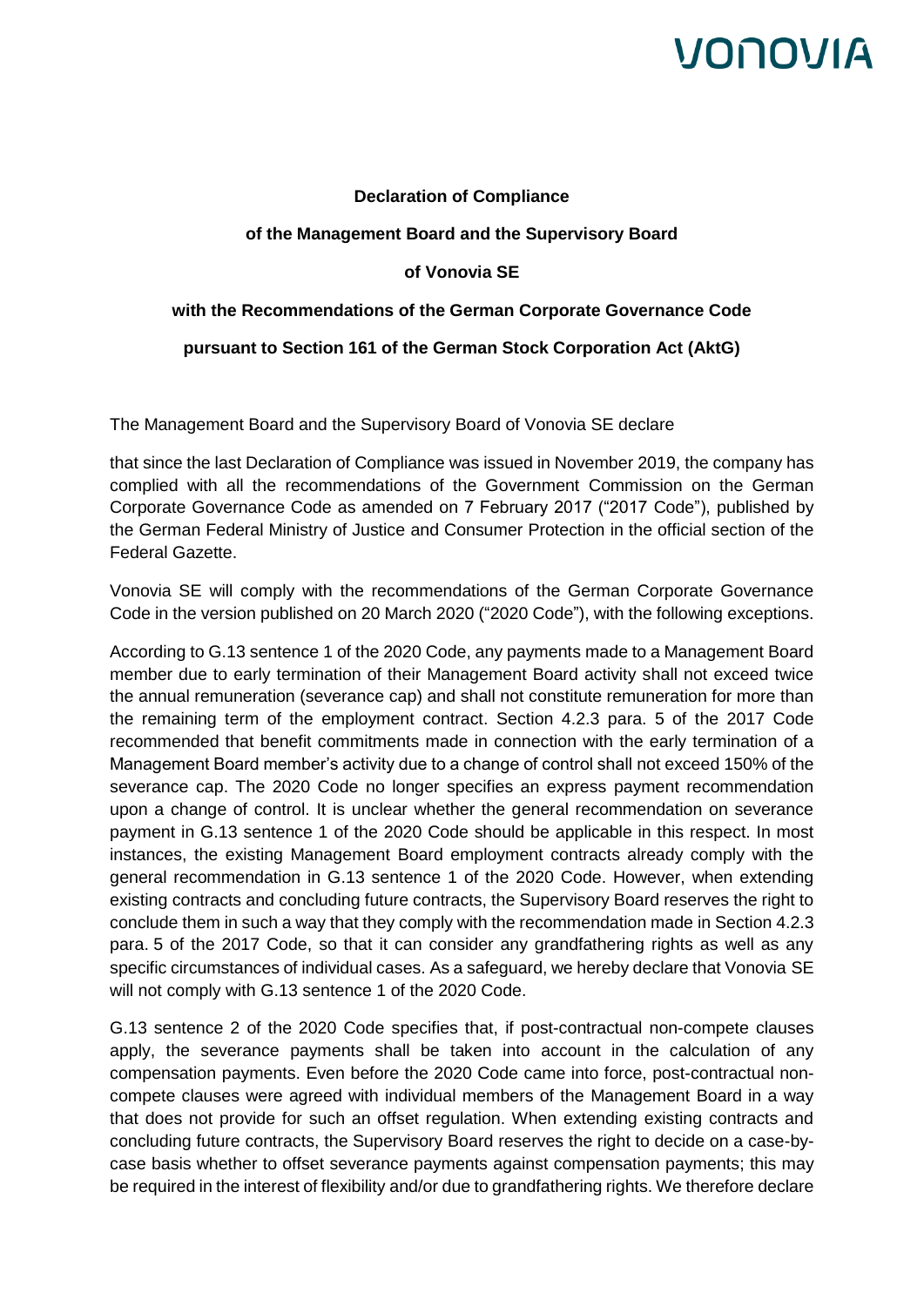**Declaration of Compliance**

**of the Management Board and the Supervisory Board**

**of Vonovia SE**

**with the Recommendations of the German Corporate Governance Code**

**pursuant to Section 161 of the German Stock Corporation Act (AktG)**

The Management Board and the Supervisory Board of Vonovia SE declare

that since the last Declaration of Compliance was issued in November 2019, the company has complied with all the recommendations of the Government Commission on the German Corporate Governance Code as amended on 7 February 2017 ("2017 Code"), published by the German Federal Ministry of Justice and Consumer Protection in the official section of the Federal Gazette.

Vonovia SE will comply with the recommendations of the German Corporate Governance Code in the version published on 20 March 2020 ("2020 Code"), with the following exceptions.

According to G.13 sentence 1 of the 2020 Code, any payments made to a Management Board member due to early termination of their Management Board activity shall not exceed twice the annual remuneration (severance cap) and shall not constitute remuneration for more than the remaining term of the employment contract. Section 4.2.3 para. 5 of the 2017 Code recommended that benefit commitments made in connection with the early termination of a Management Board member's activity due to a change of control shall not exceed 150% of the severance cap. The 2020 Code no longer specifies an express payment recommendation upon a change of control. It is unclear whether the general recommendation on severance payment in G.13 sentence 1 of the 2020 Code should be applicable in this respect. In most instances, the existing Management Board employment contracts already comply with the general recommendation in G.13 sentence 1 of the 2020 Code. However, when extending existing contracts and concluding future contracts, the Supervisory Board reserves the right to conclude them in such a way that they comply with the recommendation made in Section 4.2.3 para. 5 of the 2017 Code, so that it can consider any grandfathering rights as well as any specific circumstances of individual cases. As a safeguard, we hereby declare that Vonovia SE will not comply with G.13 sentence 1 of the 2020 Code.

G.13 sentence 2 of the 2020 Code specifies that, if post-contractual non-compete clauses apply, the severance payments shall be taken into account in the calculation of any compensation payments. Even before the 2020 Code came into force, post-contractual non-compete clauses were agreed with individual members of the Management Board in a way that does not provide for such an offset regulation. When extending existing contracts and concluding future contracts, the Supervisory Board reserves the right to decide on a case-by-case basis whether to offset severance payments against compensation payments; this may be required in the interest of flexibility and/or due to grandfathering rights. We therefore declare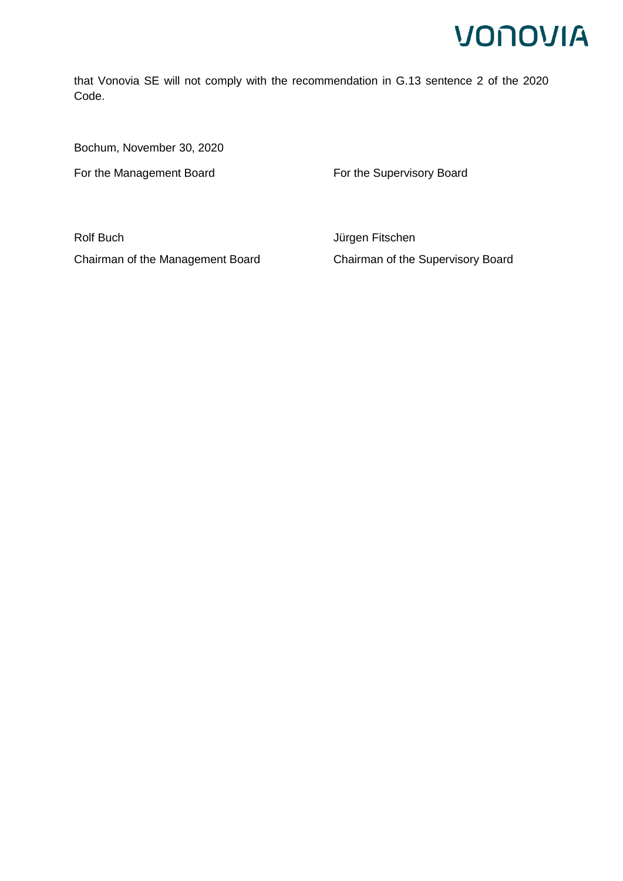that Vonovia SE will not comply with the recommendation in G.13 sentence 2 of the 2020 Code.

Bochum, November 30, 2020

| | |
|---|---|
| For the Management Board | For the Supervisory Board |
| Rolf Buch | Jürgen Fitschen |
| Chairman of the Management Board | Chairman of the Supervisory Board |